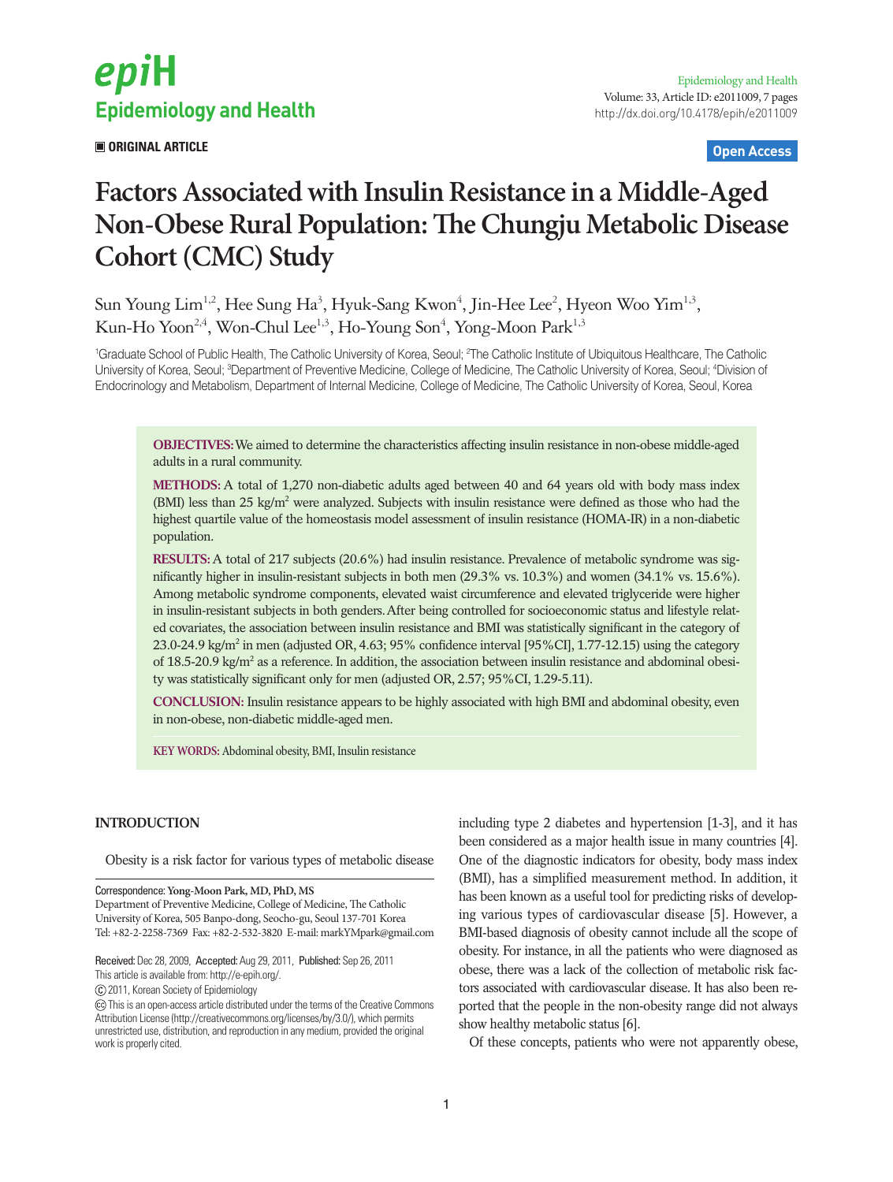**ORIGINAL ARTICLE**

**Open Access**

# Factors Associated with Insulin Resistance in a Middle-Aged Non-Obese Rural Population: The Chungju Metabolic Disease Cohort (CMC) Study

Sun Young Lim[1,2], Hee Sung Ha[3], Hyuk-Sang Kwon[4], Jin-Hee Lee[2], Hyeon Woo Yim[1,3], Kun-Ho Yoon[2,4], Won-Chul Lee[1,3], Ho-Young Son[4], Yong-Moon Park[1,3]

[1]Graduate School of Public Health, The Catholic University of Korea, Seoul; [2]The Catholic Institute of Ubiquitous Healthcare, The Catholic University of Korea, Seoul; [3]Department of Preventive Medicine, College of Medicine, The Catholic University of Korea, Seoul; [4]Division of Endocrinology and Metabolism, Department of Internal Medicine, College of Medicine, The Catholic University of Korea, Seoul, Korea

**OBJECTIVES:** We aimed to determine the characteristics affecting insulin resistance in non-obese middle-aged adults in a rural community.

**METHODS:** A total of 1,270 non-diabetic adults aged between 40 and 64 years old with body mass index (BMI) less than 25 kg/m$^2$ were analyzed. Subjects with insulin resistance were defined as those who had the highest quartile value of the homeostasis model assessment of insulin resistance (HOMA-IR) in a non-diabetic population.

**RESULTS:** A total of 217 subjects (20.6%) had insulin resistance. Prevalence of metabolic syndrome was significantly higher in insulin-resistant subjects in both men (29.3% vs. 10.3%) and women (34.1% vs. 15.6%). Among metabolic syndrome components, elevated waist circumference and elevated triglyceride were higher in insulin-resistant subjects in both genders. After being controlled for socioeconomic status and lifestyle related covariates, the association between insulin resistance and BMI was statistically significant in the category of 23.0-24.9 kg/m$^2$ in men (adjusted OR, 4.63; 95% confidence interval [95%CI], 1.77-12.15) using the category of 18.5-20.9 kg/m$^2$ as a reference. In addition, the association between insulin resistance and abdominal obesity was statistically significant only for men (adjusted OR, 2.57; 95%CI, 1.29-5.11).

**CONCLUSION:** Insulin resistance appears to be highly associated with high BMI and abdominal obesity, even in non-obese, non-diabetic middle-aged men.

**KEY WORDS:** Abdominal obesity, BMI, Insulin resistance

## INTRODUCTION

Obesity is a risk factor for various types of metabolic disease including type 2 diabetes and hypertension [1-3], and it has been considered as a major health issue in many countries [4]. One of the diagnostic indicators for obesity, body mass index (BMI), has a simplified measurement method. In addition, it has been known as a useful tool for predicting risks of developing various types of cardiovascular disease [5]. However, a BMI-based diagnosis of obesity cannot include all the scope of obesity. For instance, in all the patients who were diagnosed as obese, there was a lack of the collection of metabolic risk factors associated with cardiovascular disease. It has also been reported that the people in the non-obesity range did not always show healthy metabolic status [6].

Of these concepts, patients who were not apparently obese,

Correspondence: **Yong-Moon Park, MD, PhD, MS**
Department of Preventive Medicine, College of Medicine, The Catholic University of Korea, 505 Banpo-dong, Seocho-gu, Seoul 137-701 Korea
Tel: +82-2-2258-7369 Fax: +82-2-532-3820 E-mail: markYMpark@gmail.com

Received: Dec 28, 2009, Accepted: Aug 29, 2011, Published: Sep 26, 2011
This article is available from: http://e-epih.org/.

© 2011, Korean Society of Epidemiology

This is an open-access article distributed under the terms of the Creative Commons Attribution License (http://creativecommons.org/licenses/by/3.0/), which permits unrestricted use, distribution, and reproduction in any medium, provided the original work is properly cited.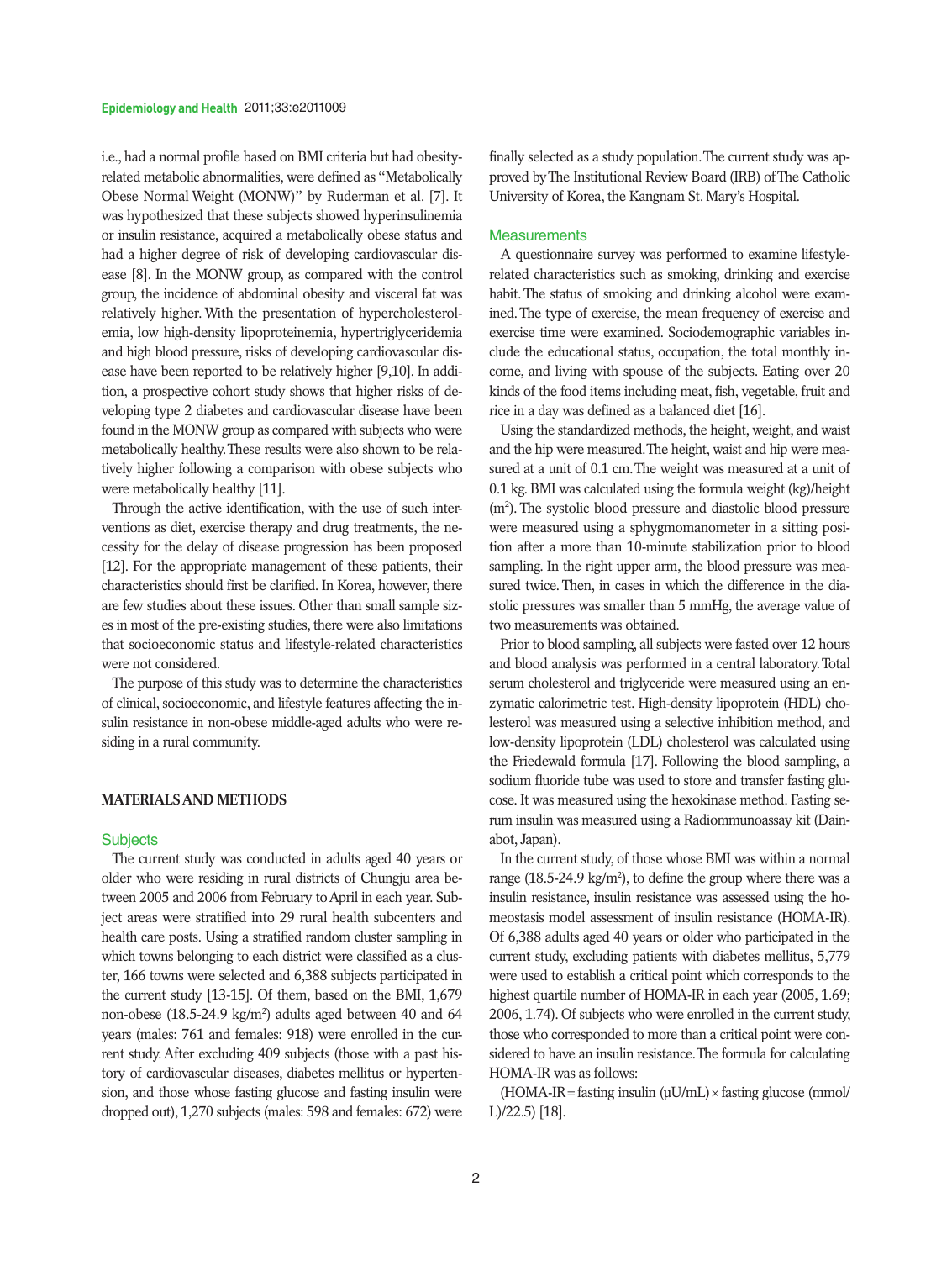i.e., had a normal profile based on BMI criteria but had obesity-related metabolic abnormalities, were defined as "Metabolically Obese Normal Weight (MONW)" by Ruderman et al. [7]. It was hypothesized that these subjects showed hyperinsulinemia or insulin resistance, acquired a metabolically obese status and had a higher degree of risk of developing cardiovascular disease [8]. In the MONW group, as compared with the control group, the incidence of abdominal obesity and visceral fat was relatively higher. With the presentation of hypercholesterolemia, low high-density lipoproteinemia, hypertriglyceridemia and high blood pressure, risks of developing cardiovascular disease have been reported to be relatively higher [9,10]. In addition, a prospective cohort study shows that higher risks of developing type 2 diabetes and cardiovascular disease have been found in the MONW group as compared with subjects who were metabolically healthy. These results were also shown to be relatively higher following a comparison with obese subjects who were metabolically healthy [11].

Through the active identification, with the use of such interventions as diet, exercise therapy and drug treatments, the necessity for the delay of disease progression has been proposed [12]. For the appropriate management of these patients, their characteristics should first be clarified. In Korea, however, there are few studies about these issues. Other than small sample sizes in most of the pre-existing studies, there were also limitations that socioeconomic status and lifestyle-related characteristics were not considered.

The purpose of this study was to determine the characteristics of clinical, socioeconomic, and lifestyle features affecting the insulin resistance in non-obese middle-aged adults who were residing in a rural community.

## MATERIALS AND METHODS

### Subjects

The current study was conducted in adults aged 40 years or older who were residing in rural districts of Chungju area between 2005 and 2006 from February to April in each year. Subject areas were stratified into 29 rural health subcenters and health care posts. Using a stratified random cluster sampling in which towns belonging to each district were classified as a cluster, 166 towns were selected and 6,388 subjects participated in the current study [13-15]. Of them, based on the BMI, 1,679 non-obese (18.5-24.9 kg/m$^2$) adults aged between 40 and 64 years (males: 761 and females: 918) were enrolled in the current study. After excluding 409 subjects (those with a past history of cardiovascular diseases, diabetes mellitus or hypertension, and those whose fasting glucose and fasting insulin were dropped out), 1,270 subjects (males: 598 and females: 672) were finally selected as a study population. The current study was approved by The Institutional Review Board (IRB) of The Catholic University of Korea, the Kangnam St. Mary's Hospital.

### Measurements

A questionnaire survey was performed to examine lifestyle-related characteristics such as smoking, drinking and exercise habit. The status of smoking and drinking alcohol were examined. The type of exercise, the mean frequency of exercise and exercise time were examined. Sociodemographic variables include the educational status, occupation, the total monthly income, and living with spouse of the subjects. Eating over 20 kinds of the food items including meat, fish, vegetable, fruit and rice in a day was defined as a balanced diet [16].

Using the standardized methods, the height, weight, and waist and the hip were measured. The height, waist and hip were measured at a unit of 0.1 cm. The weight was measured at a unit of 0.1 kg. BMI was calculated using the formula weight (kg)/height (m$^2$). The systolic blood pressure and diastolic blood pressure were measured using a sphygmomanometer in a sitting position after a more than 10-minute stabilization prior to blood sampling. In the right upper arm, the blood pressure was measured twice. Then, in cases in which the difference in the diastolic pressures was smaller than 5 mmHg, the average value of two measurements was obtained.

Prior to blood sampling, all subjects were fasted over 12 hours and blood analysis was performed in a central laboratory. Total serum cholesterol and triglyceride were measured using an enzymatic calorimetric test. High-density lipoprotein (HDL) cholesterol was measured using a selective inhibition method, and low-density lipoprotein (LDL) cholesterol was calculated using the Friedewald formula [17]. Following the blood sampling, a sodium fluoride tube was used to store and transfer fasting glucose. It was measured using the hexokinase method. Fasting serum insulin was measured using a Radiommunoassay kit (Dainabot, Japan).

In the current study, of those whose BMI was within a normal range (18.5-24.9 kg/m$^2$), to define the group where there was a insulin resistance, insulin resistance was assessed using the homeostasis model assessment of insulin resistance (HOMA-IR). Of 6,388 adults aged 40 years or older who participated in the current study, excluding patients with diabetes mellitus, 5,779 were used to establish a critical point which corresponds to the highest quartile number of HOMA-IR in each year (2005, 1.69; 2006, 1.74). Of subjects who were enrolled in the current study, those who corresponded to more than a critical point were considered to have an insulin resistance. The formula for calculating HOMA-IR was as follows:

(HOMA-IR = fasting insulin (μU/mL) × fasting glucose (mmol/L)/22.5) [18].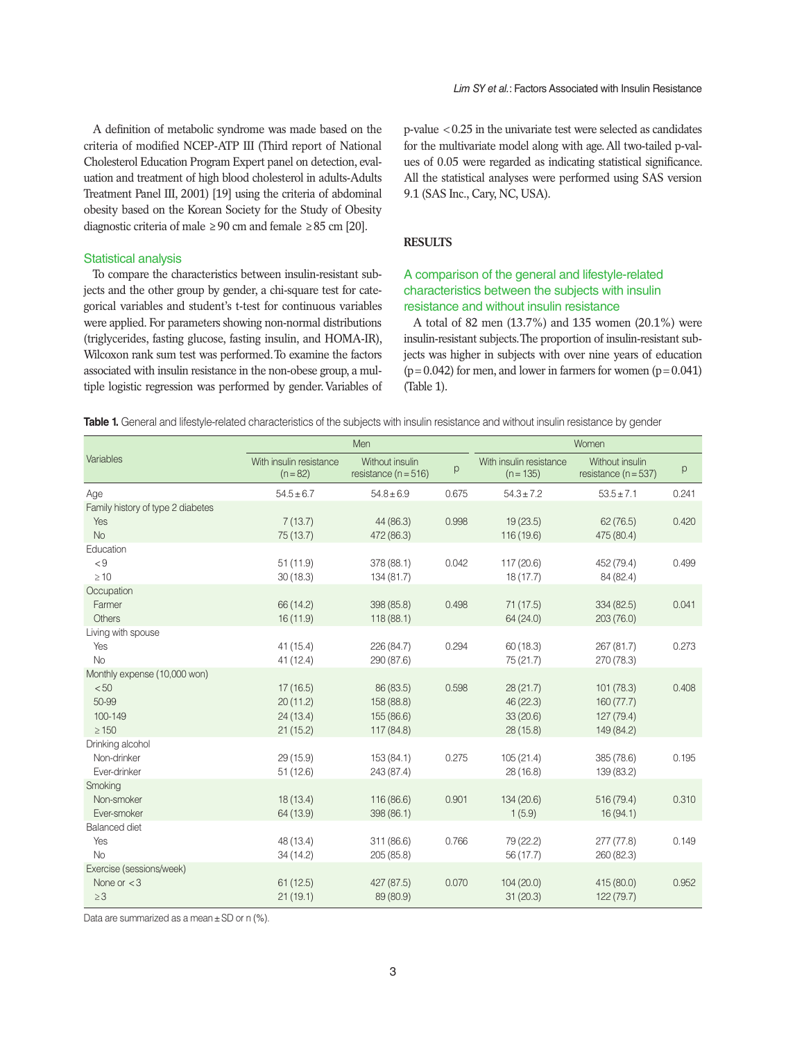A definition of metabolic syndrome was made based on the criteria of modified NCEP-ATP III (Third report of National Cholesterol Education Program Expert panel on detection, evaluation and treatment of high blood cholesterol in adults-Adults Treatment Panel III, 2001) [19] using the criteria of abdominal obesity based on the Korean Society for the Study of Obesity diagnostic criteria of male ≥90 cm and female ≥85 cm [20].

### Statistical analysis

To compare the characteristics between insulin-resistant subjects and the other group by gender, a chi-square test for categorical variables and student's t-test for continuous variables were applied. For parameters showing non-normal distributions (triglycerides, fasting glucose, fasting insulin, and HOMA-IR), Wilcoxon rank sum test was performed. To examine the factors associated with insulin resistance in the non-obese group, a multiple logistic regression was performed by gender. Variables of p-value <0.25 in the univariate test were selected as candidates for the multivariate model along with age. All two-tailed p-values of 0.05 were regarded as indicating statistical significance. All the statistical analyses were performed using SAS version 9.1 (SAS Inc., Cary, NC, USA).

## RESULTS

### A comparison of the general and lifestyle-related characteristics between the subjects with insulin resistance and without insulin resistance

A total of 82 men (13.7%) and 135 women (20.1%) were insulin-resistant subjects. The proportion of insulin-resistant subjects was higher in subjects with over nine years of education (p=0.042) for men, and lower in farmers for women (p=0.041) (Table 1).

**Table 1.** General and lifestyle-related characteristics of the subjects with insulin resistance and without insulin resistance by gender

| Variables | Men | | | Women | | |
|---|---|---|---|---|---|---|
| | With insulin resistance (n=82) | Without insulin resistance (n=516) | p | With insulin resistance (n=135) | Without insulin resistance (n=537) | p |
| Age | 54.5±6.7 | 54.8±6.9 | 0.675 | 54.3±7.2 | 53.5±7.1 | 0.241 |
| Family history of type 2 diabetes | | | | | | |
| Yes | 7 (13.7) | 44 (86.3) | 0.998 | 19 (23.5) | 62 (76.5) | 0.420 |
| No | 75 (13.7) | 472 (86.3) | | 116 (19.6) | 475 (80.4) | |
| Education | | | | | | |
| <9 | 51 (11.9) | 378 (88.1) | 0.042 | 117 (20.6) | 452 (79.4) | 0.499 |
| ≥10 | 30 (18.3) | 134 (81.7) | | 18 (17.7) | 84 (82.4) | |
| Occupation | | | | | | |
| Farmer | 66 (14.2) | 398 (85.8) | 0.498 | 71 (17.5) | 334 (82.5) | 0.041 |
| Others | 16 (11.9) | 118 (88.1) | | 64 (24.0) | 203 (76.0) | |
| Living with spouse | | | | | | |
| Yes | 41 (15.4) | 226 (84.7) | 0.294 | 60 (18.3) | 267 (81.7) | 0.273 |
| No | 41 (12.4) | 290 (87.6) | | 75 (21.7) | 270 (78.3) | |
| Monthly expense (10,000 won) | | | | | | |
| <50 | 17 (16.5) | 86 (83.5) | 0.598 | 28 (21.7) | 101 (78.3) | 0.408 |
| 50-99 | 20 (11.2) | 158 (88.8) | | 46 (22.3) | 160 (77.7) | |
| 100-149 | 24 (13.4) | 155 (86.6) | | 33 (20.6) | 127 (79.4) | |
| ≥150 | 21 (15.2) | 117 (84.8) | | 28 (15.8) | 149 (84.2) | |
| Drinking alcohol | | | | | | |
| Non-drinker | 29 (15.9) | 153 (84.1) | 0.275 | 105 (21.4) | 385 (78.6) | 0.195 |
| Ever-drinker | 51 (12.6) | 243 (87.4) | | 28 (16.8) | 139 (83.2) | |
| Smoking | | | | | | |
| Non-smoker | 18 (13.4) | 116 (86.6) | 0.901 | 134 (20.6) | 516 (79.4) | 0.310 |
| Ever-smoker | 64 (13.9) | 398 (86.1) | | 1 (5.9) | 16 (94.1) | |
| Balanced diet | | | | | | |
| Yes | 48 (13.4) | 311 (86.6) | 0.766 | 79 (22.2) | 277 (77.8) | 0.149 |
| No | 34 (14.2) | 205 (85.8) | | 56 (17.7) | 260 (82.3) | |
| Exercise (sessions/week) | | | | | | |
| None or <3 | 61 (12.5) | 427 (87.5) | 0.070 | 104 (20.0) | 415 (80.0) | 0.952 |
| ≥3 | 21 (19.1) | 89 (80.9) | | 31 (20.3) | 122 (79.7) | |

Data are summarized as a mean±SD or n (%).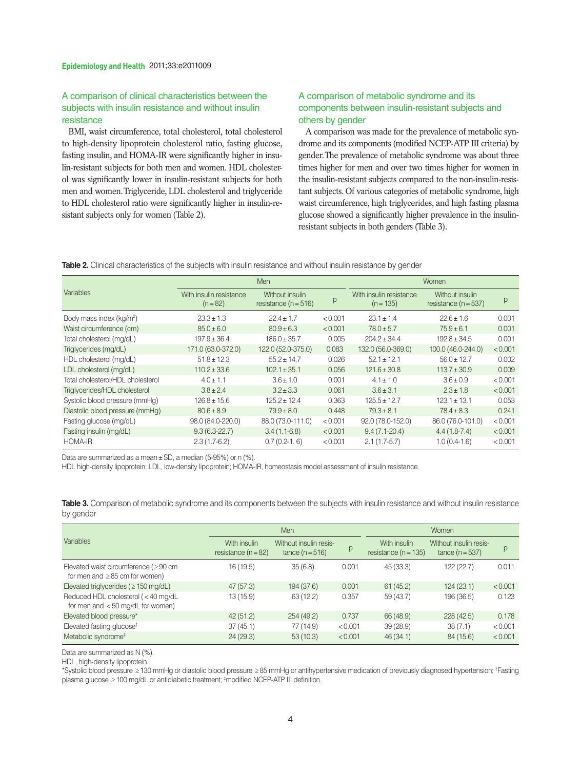### A comparison of clinical characteristics between the subjects with insulin resistance and without insulin resistance

BMI, waist circumference, total cholesterol, total cholesterol to high-density lipoprotein cholesterol ratio, fasting glucose, fasting insulin, and HOMA-IR were significantly higher in insulin-resistant subjects for both men and women. HDL cholesterol was significantly lower in insulin-resistant subjects for both men and women. Triglyceride, LDL cholesterol and triglyceride to HDL cholesterol ratio were significantly higher in insulin-resistant subjects only for women (Table 2).

### A comparison of metabolic syndrome and its components between insulin-resistant subjects and others by gender

A comparison was made for the prevalence of metabolic syndrome and its components (modified NCEP-ATP III criteria) by gender. The prevalence of metabolic syndrome was about three times higher for men and over two times higher for women in the insulin-resistant subjects compared to the non-insulin-resistant subjects. Of various categories of metabolic syndrome, high waist circumference, high triglycerides, and high fasting plasma glucose showed a significantly higher prevalence in the insulin-resistant subjects in both genders (Table 3).

**Table 2.** Clinical characteristics of the subjects with insulin resistance and without insulin resistance by gender

| Variables | Men | | | Women | | |
|---|---|---|---|---|---|---|
| | With insulin resistance (n=82) | Without insulin resistance (n=516) | p | With insulin resistance (n=135) | Without insulin resistance (n=537) | p |
| Body mass index (kg/m$^2$) | 23.3±1.3 | 22.4±1.7 | <0.001 | 23.1±1.4 | 22.6±1.6 | 0.001 |
| Waist circumference (cm) | 85.0±6.0 | 80.9±6.3 | <0.001 | 78.0±5.7 | 75.9±6.1 | 0.001 |
| Total cholesterol (mg/dL) | 197.9±36.4 | 186.0±35.7 | 0.005 | 204.2±34.4 | 192.8±34.5 | 0.001 |
| Triglycerides (mg/dL) | 171.0 (63.0-372.0) | 122.0 (52.0-375.0) | 0.083 | 132.0 (56.0-369.0) | 100.0 (46.0-244.0) | <0.001 |
| HDL cholesterol (mg/dL) | 51.8±12.3 | 55.2±14.7 | 0.026 | 52.1±12.1 | 56.0±12.7 | 0.002 |
| LDL cholesterol (mg/dL) | 110.2±33.6 | 102.1±35.1 | 0.056 | 121.6±30.8 | 113.7±30.9 | 0.009 |
| Total cholesterol/HDL cholesterol | 4.0±1.1 | 3.6±1.0 | 0.001 | 4.1±1.0 | 3.6±0.9 | <0.001 |
| Triglycerides/HDL cholesterol | 3.8±2.4 | 3.2±3.3 | 0.061 | 3.6±3.1 | 2.3±1.8 | <0.001 |
| Systolic blood pressure (mmHg) | 126.8±15.6 | 125.2±12.4 | 0.363 | 125.5±12.7 | 123.1±13.1 | 0.053 |
| Diastolic blood pressure (mmHg) | 80.6±8.9 | 79.9±8.0 | 0.448 | 79.3±8.1 | 78.4±8.3 | 0.241 |
| Fasting glucose (mg/dL) | 98.0 (84.0-220.0) | 88.0 (73.0-111.0) | <0.001 | 92.0 (78.0-152.0) | 86.0 (76.0-101.0) | <0.001 |
| Fasting insulin (mg/dL) | 9.3 (6.3-22.7) | 3.4 (1.1-6.8) | <0.001 | 9.4 (7.1-20.4) | 4.4 (1.8-7.4) | <0.001 |
| HOMA-IR | 2.3 (1.7-6.2) | 0.7 (0.2-1. 6) | <0.001 | 2.1 (1.7-5.7) | 1.0 (0.4-1.6) | <0.001 |

Data are summarized as a mean±SD, a median (5-95%) or n (%).
HDL high-density lipoprotein; LDL, low-density lipoprotein; HOMA-IR, homeostasis model assessment of insulin resistance.

**Table 3.** Comparison of metabolic syndrome and its components between the subjects with insulin resistance and without insulin resistance by gender

| Variables | Men | | | Women | | |
|---|---|---|---|---|---|---|
| | With insulin resistance (n=82) | Without insulin resistance (n=516) | p | With insulin resistance (n=135) | Without insulin resistance (n=537) | p |
| Elevated waist circumference (≥90 cm for men and ≥85 cm for women) | 16 (19.5) | 35 (6.8) | 0.001 | 45 (33.3) | 122 (22.7) | 0.011 |
| Elevated triglycerides (≥150 mg/dL) | 47 (57.3) | 194 (37.6) | 0.001 | 61 (45.2) | 124 (23.1) | <0.001 |
| Reduced HDL cholesterol (<40 mg/dL for men and <50 mg/dL for women) | 13 (15.9) | 63 (12.2) | 0.357 | 59 (43.7) | 196 (36.5) | 0.123 |
| Elevated blood pressure* | 42 (51.2) | 254 (49.2) | 0.737 | 66 (48.9) | 228 (42.5) | 0.178 |
| Elevated fasting glucose† | 37 (45.1) | 77 (14.9) | <0.001 | 39 (28.9) | 38 (7.1) | <0.001 |
| Metabolic syndrome‡ | 24 (29.3) | 53 (10.3) | <0.001 | 46 (34.1) | 84 (15.6) | <0.001 |

Data are summarized as N (%).
HDL, high-density lipoprotein.
*Systolic blood pressure ≥130 mmHg or diastolic blood pressure ≥85 mmHg or antihypertensive medication of previously diagnosed hypertension; †Fasting plasma glucose ≥100 mg/dL or antidiabetic treatment; ‡modified NCEP-ATP III definition.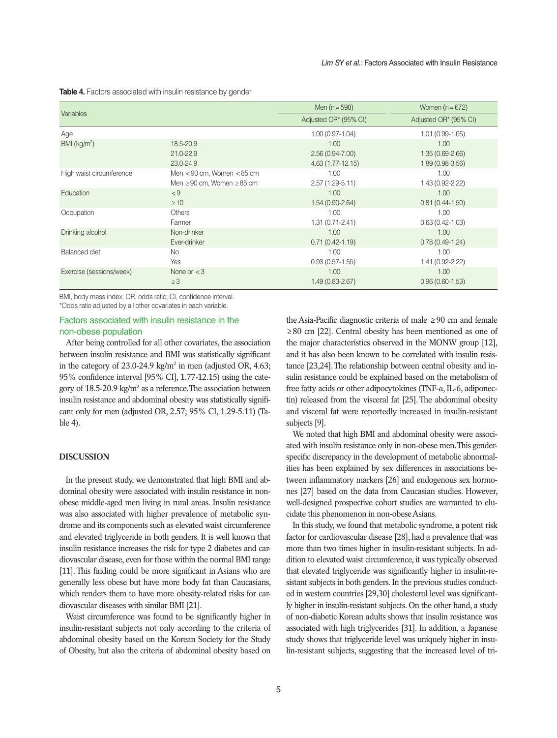**Table 4.** Factors associated with insulin resistance by gender

| Variables | | Men (n = 598) | Women (n = 672) |
|---|---|---|---|
| | | Adjusted OR* (95% CI) | Adjusted OR* (95% CI) |
| Age | | 1.00 (0.97-1.04) | 1.01 (0.99-1.05) |
| BMI (kg/m$^2$) | 18.5-20.9 | 1.00 | 1.00 |
| | 21.0-22.9 | 2.56 (0.94-7.00) | 1.35 (0.69-2.66) |
| | 23.0-24.9 | 4.63 (1.77-12.15) | 1.89 (0.98-3.56) |
| High waist circumference | Men < 90 cm, Women < 85 cm | 1.00 | 1.00 |
| | Men ≥ 90 cm, Women ≥ 85 cm | 2.57 (1.29-5.11) | 1.43 (0.92-2.22) |
| Education | < 9 | 1.00 | 1.00 |
| | ≥ 10 | 1.54 (0.90-2.64) | 0.81 (0.44-1.50) |
| Occupation | Others | 1.00 | 1.00 |
| | Farmer | 1.31 (0.71-2.41) | 0.63 (0.42-1.03) |
| Drinking alcohol | Non-drinker | 1.00 | 1.00 |
| | Ever-drinker | 0.71 (0.42-1.19) | 0.78 (0.49-1.24) |
| Balanced diet | No | 1.00 | 1.00 |
| | Yes | 0.93 (0.57-1.55) | 1.41 (0.92-2.22) |
| Exercise (sessions/week) | None or < 3 | 1.00 | 1.00 |
| | ≥ 3 | 1.49 (0.83-2.67) | 0.96 (0.60-1.53) |

BMI, body mass index; OR, odds ratio; CI, confidence interval.
*Odds ratio adjusted by all other covariates in each variable.

### Factors associated with insulin resistance in the non-obese population

After being controlled for all other covariates, the association between insulin resistance and BMI was statistically significant in the category of 23.0-24.9 kg/m$^2$ in men (adjusted OR, 4.63; 95% confidence interval [95% CI], 1.77-12.15) using the category of 18.5-20.9 kg/m$^2$ as a reference. The association between insulin resistance and abdominal obesity was statistically significant only for men (adjusted OR, 2.57; 95% CI, 1.29-5.11) (Table 4).

## DISCUSSION

In the present study, we demonstrated that high BMI and abdominal obesity were associated with insulin resistance in non-obese middle-aged men living in rural areas. Insulin resistance was also associated with higher prevalence of metabolic syndrome and its components such as elevated waist circumference and elevated triglyceride in both genders. It is well known that insulin resistance increases the risk for type 2 diabetes and cardiovascular disease, even for those within the normal BMI range [11]. This finding could be more significant in Asians who are generally less obese but have more body fat than Caucasians, which renders them to have more obesity-related risks for cardiovascular diseases with similar BMI [21].

Waist circumference was found to be significantly higher in insulin-resistant subjects not only according to the criteria of abdominal obesity based on the Korean Society for the Study of Obesity, but also the criteria of abdominal obesity based on the Asia-Pacific diagnostic criteria of male ≥ 90 cm and female ≥ 80 cm [22]. Central obesity has been mentioned as one of the major characteristics observed in the MONW group [12], and it has also been known to be correlated with insulin resistance [23,24]. The relationship between central obesity and insulin resistance could be explained based on the metabolism of free fatty acids or other adipocytokines (TNF-α, IL-6, adiponectin) released from the visceral fat [25]. The abdominal obesity and visceral fat were reportedly increased in insulin-resistant subjects [9].

We noted that high BMI and abdominal obesity were associated with insulin resistance only in non-obese men. This gender-specific discrepancy in the development of metabolic abnormalities has been explained by sex differences in associations between inflammatory markers [26] and endogenous sex hormones [27] based on the data from Caucasian studies. However, well-designed prospective cohort studies are warranted to elucidate this phenomenon in non-obese Asians.

In this study, we found that metabolic syndrome, a potent risk factor for cardiovascular disease [28], had a prevalence that was more than two times higher in insulin-resistant subjects. In addition to elevated waist circumference, it was typically observed that elevated triglyceride was significantly higher in insulin-resistant subjects in both genders. In the previous studies conducted in western countries [29,30] cholesterol level was significantly higher in insulin-resistant subjects. On the other hand, a study of non-diabetic Korean adults shows that insulin resistance was associated with high triglycerides [31]. In addition, a Japanese study shows that triglyceride level was uniquely higher in insulin-resistant subjects, suggesting that the increased level of tri-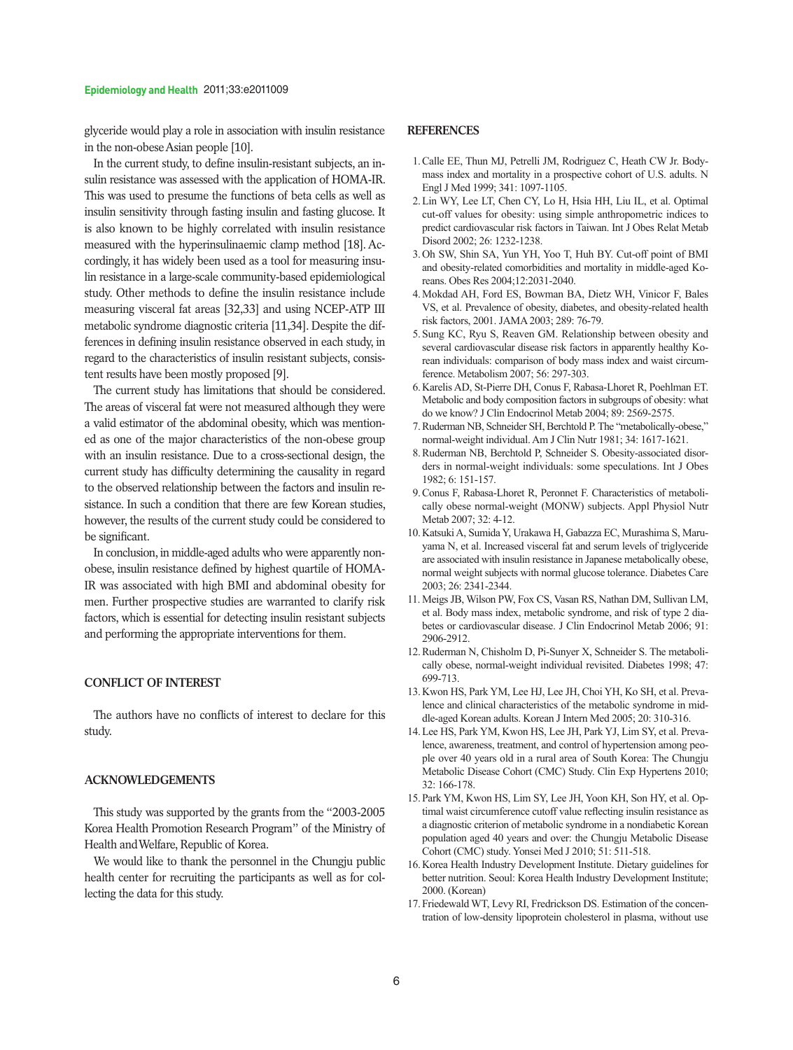glyceride would play a role in association with insulin resistance in the non-obese Asian people [10].

In the current study, to define insulin-resistant subjects, an insulin resistance was assessed with the application of HOMA-IR. This was used to presume the functions of beta cells as well as insulin sensitivity through fasting insulin and fasting glucose. It is also known to be highly correlated with insulin resistance measured with the hyperinsulinaemic clamp method [18]. Accordingly, it has widely been used as a tool for measuring insulin resistance in a large-scale community-based epidemiological study. Other methods to define the insulin resistance include measuring visceral fat areas [32,33] and using NCEP-ATP III metabolic syndrome diagnostic criteria [11,34]. Despite the differences in defining insulin resistance observed in each study, in regard to the characteristics of insulin resistant subjects, consistent results have been mostly proposed [9].

The current study has limitations that should be considered. The areas of visceral fat were not measured although they were a valid estimator of the abdominal obesity, which was mentioned as one of the major characteristics of the non-obese group with an insulin resistance. Due to a cross-sectional design, the current study has difficulty determining the causality in regard to the observed relationship between the factors and insulin resistance. In such a condition that there are few Korean studies, however, the results of the current study could be considered to be significant.

In conclusion, in middle-aged adults who were apparently non-obese, insulin resistance defined by highest quartile of HOMA-IR was associated with high BMI and abdominal obesity for men. Further prospective studies are warranted to clarify risk factors, which is essential for detecting insulin resistant subjects and performing the appropriate interventions for them.

## CONFLICT OF INTEREST

The authors have no conflicts of interest to declare for this study.

## ACKNOWLEDGEMENTS

This study was supported by the grants from the "2003-2005 Korea Health Promotion Research Program" of the Ministry of Health and Welfare, Republic of Korea.

We would like to thank the personnel in the Chungju public health center for recruiting the participants as well as for collecting the data for this study.

## REFERENCES

1. Calle EE, Thun MJ, Petrelli JM, Rodriguez C, Heath CW Jr. Body-mass index and mortality in a prospective cohort of U.S. adults. N Engl J Med 1999; 341: 1097-1105.
2. Lin WY, Lee LT, Chen CY, Lo H, Hsia HH, Liu IL, et al. Optimal cut-off values for obesity: using simple anthropometric indices to predict cardiovascular risk factors in Taiwan. Int J Obes Relat Metab Disord 2002; 26: 1232-1238.
3. Oh SW, Shin SA, Yun YH, Yoo T, Huh BY. Cut-off point of BMI and obesity-related comorbidities and mortality in middle-aged Koreans. Obes Res 2004;12:2031-2040.
4. Mokdad AH, Ford ES, Bowman BA, Dietz WH, Vinicor F, Bales VS, et al. Prevalence of obesity, diabetes, and obesity-related health risk factors, 2001. JAMA 2003; 289: 76-79.
5. Sung KC, Ryu S, Reaven GM. Relationship between obesity and several cardiovascular disease risk factors in apparently healthy Korean individuals: comparison of body mass index and waist circumference. Metabolism 2007; 56: 297-303.
6. Karelis AD, St-Pierre DH, Conus F, Rabasa-Lhoret R, Poehlman ET. Metabolic and body composition factors in subgroups of obesity: what do we know? J Clin Endocrinol Metab 2004; 89: 2569-2575.
7. Ruderman NB, Schneider SH, Berchtold P. The "metabolically-obese," normal-weight individual. Am J Clin Nutr 1981; 34: 1617-1621.
8. Ruderman NB, Berchtold P, Schneider S. Obesity-associated disorders in normal-weight individuals: some speculations. Int J Obes 1982; 6: 151-157.
9. Conus F, Rabasa-Lhoret R, Peronnet F. Characteristics of metabolically obese normal-weight (MONW) subjects. Appl Physiol Nutr Metab 2007; 32: 4-12.
10. Katsuki A, Sumida Y, Urakawa H, Gabazza EC, Murashima S, Maruyama N, et al. Increased visceral fat and serum levels of triglyceride are associated with insulin resistance in Japanese metabolically obese, normal weight subjects with normal glucose tolerance. Diabetes Care 2003; 26: 2341-2344.
11. Meigs JB, Wilson PW, Fox CS, Vasan RS, Nathan DM, Sullivan LM, et al. Body mass index, metabolic syndrome, and risk of type 2 diabetes or cardiovascular disease. J Clin Endocrinol Metab 2006; 91: 2906-2912.
12. Ruderman N, Chisholm D, Pi-Sunyer X, Schneider S. The metabolically obese, normal-weight individual revisited. Diabetes 1998; 47: 699-713.
13. Kwon HS, Park YM, Lee HJ, Lee JH, Choi YH, Ko SH, et al. Prevalence and clinical characteristics of the metabolic syndrome in middle-aged Korean adults. Korean J Intern Med 2005; 20: 310-316.
14. Lee HS, Park YM, Kwon HS, Lee JH, Park YJ, Lim SY, et al. Prevalence, awareness, treatment, and control of hypertension among people over 40 years old in a rural area of South Korea: The Chungju Metabolic Disease Cohort (CMC) Study. Clin Exp Hypertens 2010; 32: 166-178.
15. Park YM, Kwon HS, Lim SY, Lee JH, Yoon KH, Son HY, et al. Optimal waist circumference cutoff value reflecting insulin resistance as a diagnostic criterion of metabolic syndrome in a nondiabetic Korean population aged 40 years and over: the Chungju Metabolic Disease Cohort (CMC) study. Yonsei Med J 2010; 51: 511-518.
16. Korea Health Industry Development Institute. Dietary guidelines for better nutrition. Seoul: Korea Health Industry Development Institute; 2000. (Korean)
17. Friedewald WT, Levy RI, Fredrickson DS. Estimation of the concentration of low-density lipoprotein cholesterol in plasma, without use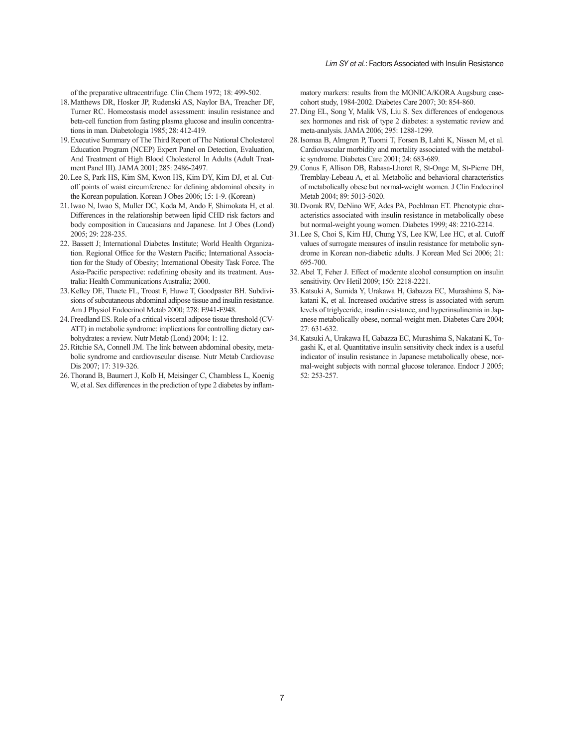of the preparative ultracentrifuge. Clin Chem 1972; 18: 499-502.

18. Matthews DR, Hosker JP, Rudenski AS, Naylor BA, Treacher DF, Turner RC. Homeostasis model assessment: insulin resistance and beta-cell function from fasting plasma glucose and insulin concentrations in man. Diabetologia 1985; 28: 412-419.
19. Executive Summary of The Third Report of The National Cholesterol Education Program (NCEP) Expert Panel on Detection, Evaluation, And Treatment of High Blood Cholesterol In Adults (Adult Treatment Panel III). JAMA 2001; 285: 2486-2497.
20. Lee S, Park HS, Kim SM, Kwon HS, Kim DY, Kim DJ, et al. Cut-off points of waist circumference for defining abdominal obesity in the Korean population. Korean J Obes 2006; 15: 1-9. (Korean)
21. Iwao N, Iwao S, Muller DC, Koda M, Ando F, Shimokata H, et al. Differences in the relationship between lipid CHD risk factors and body composition in Caucasians and Japanese. Int J Obes (Lond) 2005; 29: 228-235.
22. Bassett J; International Diabetes Institute; World Health Organization. Regional Office for the Western Pacific; International Association for the Study of Obesity; International Obesity Task Force. The Asia-Pacific perspective: redefining obesity and its treatment. Australia: Health Communications Australia; 2000.
23. Kelley DE, Thaete FL, Troost F, Huwe T, Goodpaster BH. Subdivisions of subcutaneous abdominal adipose tissue and insulin resistance. Am J Physiol Endocrinol Metab 2000; 278: E941-E948.
24. Freedland ES. Role of a critical visceral adipose tissue threshold (CVATT) in metabolic syndrome: implications for controlling dietary carbohydrates: a review. Nutr Metab (Lond) 2004; 1: 12.
25. Ritchie SA, Connell JM. The link between abdominal obesity, metabolic syndrome and cardiovascular disease. Nutr Metab Cardiovasc Dis 2007; 17: 319-326.
26. Thorand B, Baumert J, Kolb H, Meisinger C, Chambless L, Koenig W, et al. Sex differences in the prediction of type 2 diabetes by inflammatory markers: results from the MONICA/KORA Augsburg case-cohort study, 1984-2002. Diabetes Care 2007; 30: 854-860.
27. Ding EL, Song Y, Malik VS, Liu S. Sex differences of endogenous sex hormones and risk of type 2 diabetes: a systematic review and meta-analysis. JAMA 2006; 295: 1288-1299.
28. Isomaa B, Almgren P, Tuomi T, Forsen B, Lahti K, Nissen M, et al. Cardiovascular morbidity and mortality associated with the metabolic syndrome. Diabetes Care 2001; 24: 683-689.
29. Conus F, Allison DB, Rabasa-Lhoret R, St-Onge M, St-Pierre DH, Tremblay-Lebeau A, et al. Metabolic and behavioral characteristics of metabolically obese but normal-weight women. J Clin Endocrinol Metab 2004; 89: 5013-5020.
30. Dvorak RV, DeNino WF, Ades PA, Poehlman ET. Phenotypic characteristics associated with insulin resistance in metabolically obese but normal-weight young women. Diabetes 1999; 48: 2210-2214.
31. Lee S, Choi S, Kim HJ, Chung YS, Lee KW, Lee HC, et al. Cutoff values of surrogate measures of insulin resistance for metabolic syndrome in Korean non-diabetic adults. J Korean Med Sci 2006; 21: 695-700.
32. Abel T, Feher J. Effect of moderate alcohol consumption on insulin sensitivity. Orv Hetil 2009; 150: 2218-2221.
33. Katsuki A, Sumida Y, Urakawa H, Gabazza EC, Murashima S, Nakatani K, et al. Increased oxidative stress is associated with serum levels of triglyceride, insulin resistance, and hyperinsulinemia in Japanese metabolically obese, normal-weight men. Diabetes Care 2004; 27: 631-632.
34. Katsuki A, Urakawa H, Gabazza EC, Murashima S, Nakatani K, Togashi K, et al. Quantitative insulin sensitivity check index is a useful indicator of insulin resistance in Japanese metabolically obese, normal-weight subjects with normal glucose tolerance. Endocr J 2005; 52: 253-257.